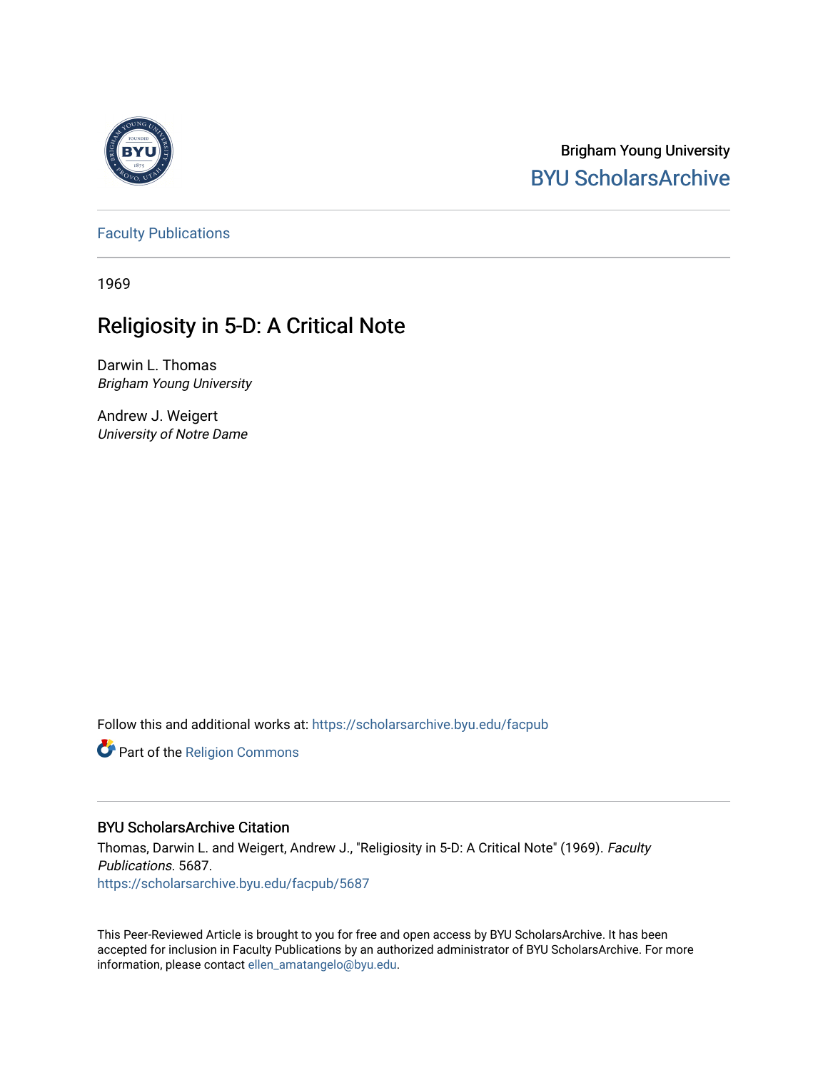Brigham Young University
BYU ScholarsArchive

Faculty Publications

1969

# Religiosity in 5-D: A Critical Note

Darwin L. Thomas
*Brigham Young University*

Andrew J. Weigert
*University of Notre Dame*

Follow this and additional works at: https://scholarsarchive.byu.edu/facpub

Part of the Religion Commons

## BYU ScholarsArchive Citation

Thomas, Darwin L. and Weigert, Andrew J., "Religiosity in 5-D: A Critical Note" (1969). *Faculty Publications*. 5687.
https://scholarsarchive.byu.edu/facpub/5687

This Peer-Reviewed Article is brought to you for free and open access by BYU ScholarsArchive. It has been accepted for inclusion in Faculty Publications by an authorized administrator of BYU ScholarsArchive. For more information, please contact ellen_amatangelo@byu.edu.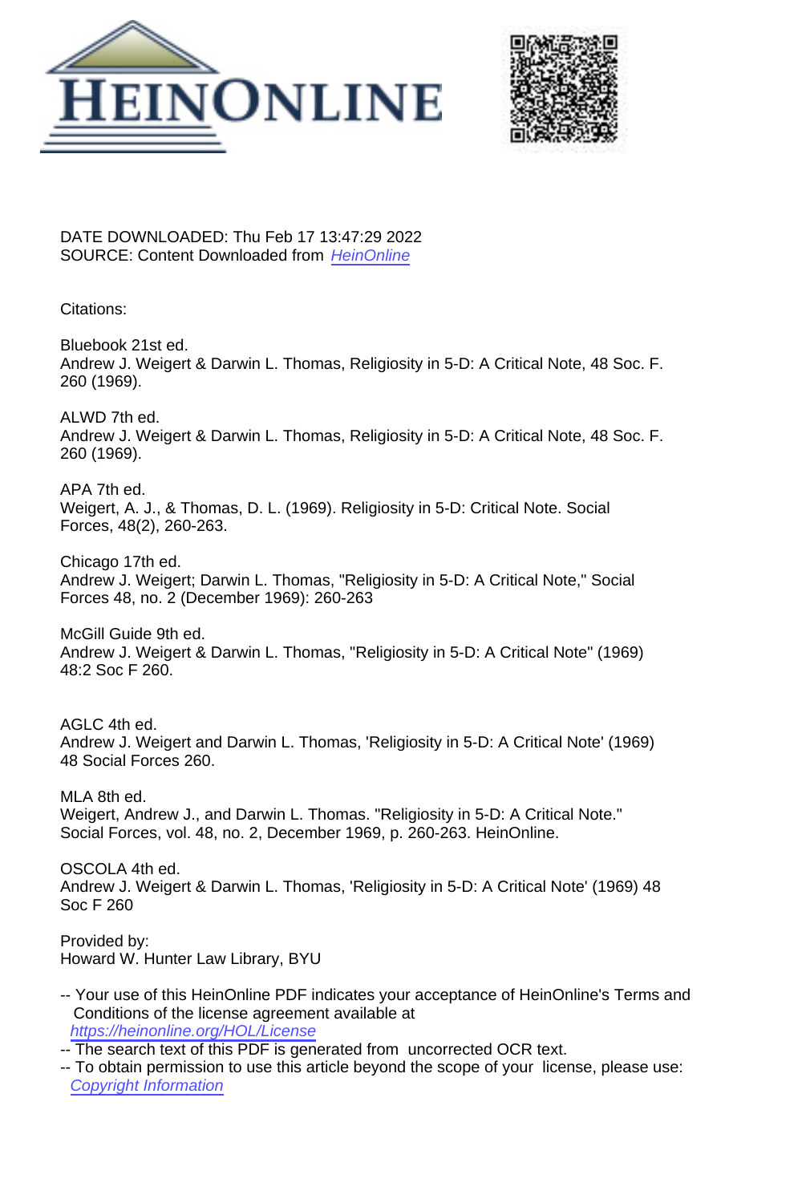DATE DOWNLOADED: Thu Feb 17 13:47:29 2022
SOURCE: Content Downloaded from [HeinOnline](https://heinonline.org)

Citations:

Bluebook 21st ed.
Andrew J. Weigert & Darwin L. Thomas, Religiosity in 5-D: A Critical Note, 48 Soc. F. 260 (1969).

ALWD 7th ed.
Andrew J. Weigert & Darwin L. Thomas, Religiosity in 5-D: A Critical Note, 48 Soc. F. 260 (1969).

APA 7th ed.
Weigert, A. J., & Thomas, D. L. (1969). Religiosity in 5-D: Critical Note. Social Forces, 48(2), 260-263.

Chicago 17th ed.
Andrew J. Weigert; Darwin L. Thomas, "Religiosity in 5-D: A Critical Note," Social Forces 48, no. 2 (December 1969): 260-263

McGill Guide 9th ed.
Andrew J. Weigert & Darwin L. Thomas, "Religiosity in 5-D: A Critical Note" (1969) 48:2 Soc F 260.

AGLC 4th ed.
Andrew J. Weigert and Darwin L. Thomas, 'Religiosity in 5-D: A Critical Note' (1969) 48 Social Forces 260.

MLA 8th ed.
Weigert, Andrew J., and Darwin L. Thomas. "Religiosity in 5-D: A Critical Note." Social Forces, vol. 48, no. 2, December 1969, p. 260-263. HeinOnline.

OSCOLA 4th ed.
Andrew J. Weigert & Darwin L. Thomas, 'Religiosity in 5-D: A Critical Note' (1969) 48 Soc F 260

Provided by:
Howard W. Hunter Law Library, BYU

-- Your use of this HeinOnline PDF indicates your acceptance of HeinOnline's Terms and Conditions of the license agreement available at [https://heinonline.org/HOL/License](https://heinonline.org/HOL/License)
-- The search text of this PDF is generated from uncorrected OCR text.
-- To obtain permission to use this article beyond the scope of your license, please use: [Copyright Information](https://www.copyright.com)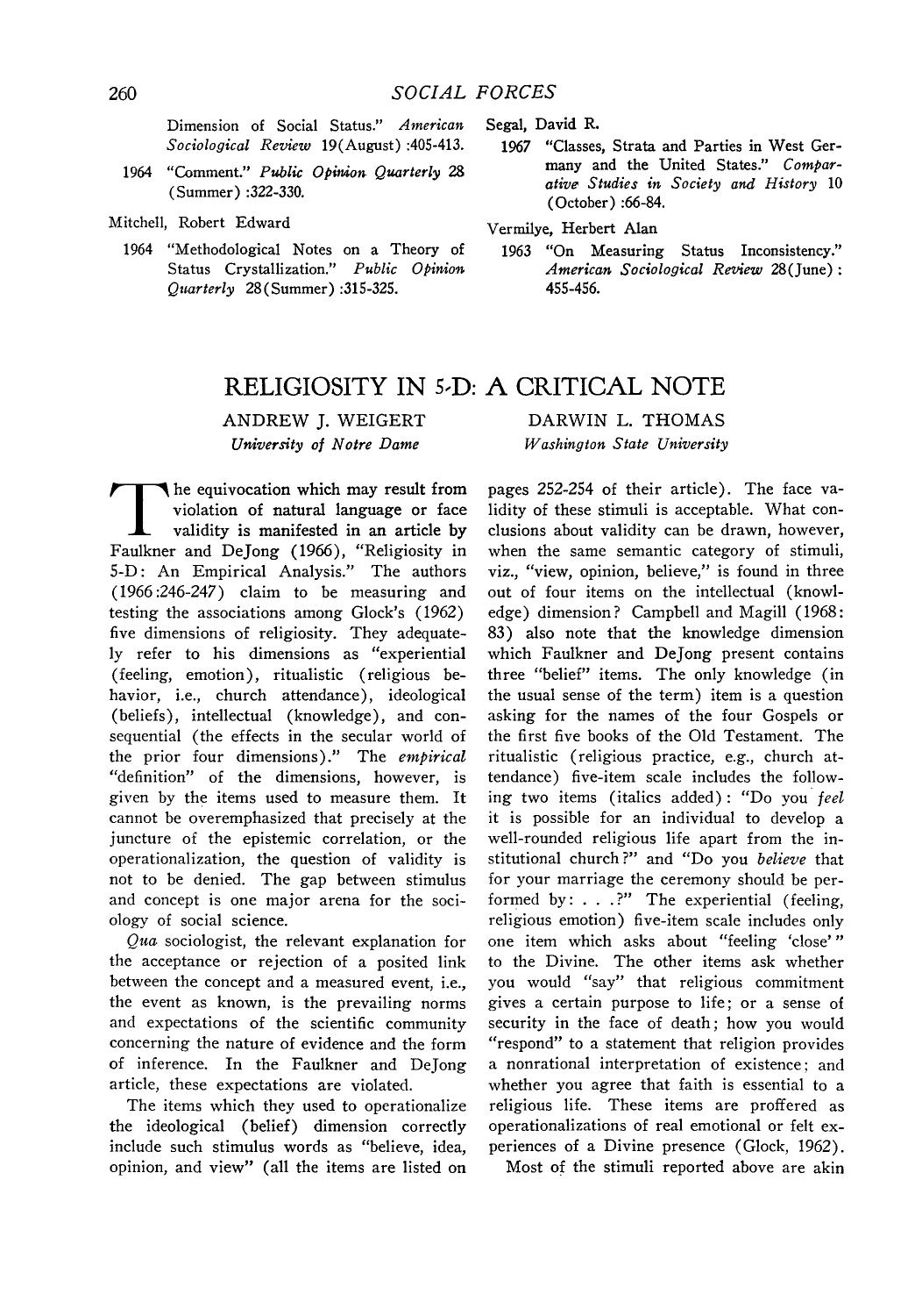Dimension of Social Status." *American Sociological Review* 19(August):405-413.

1964 "Comment." *Public Opinion Quarterly* 28 (Summer):322-330.

Mitchell, Robert Edward

1964 "Methodological Notes on a Theory of Status Crystallization." *Public Opinion Quarterly* 28(Summer):315-325.

Segal, David R.

1967 "Classes, Strata and Parties in West Germany and the United States." *Comparative Studies in Society and History* 10 (October):66-84.

Vermilye, Herbert Alan

1963 "On Measuring Status Inconsistency." *American Sociological Review* 28(June): 455-456.

# RELIGIOSITY IN 5-D: A CRITICAL NOTE

ANDREW J. WEIGERT
*University of Notre Dame*

DARWIN L. THOMAS
*Washington State University*

The equivocation which may result from violation of natural language or face validity is manifested in an article by Faulkner and DeJong (1966), "Religiosity in 5-D: An Empirical Analysis." The authors (1966:246-247) claim to be measuring and testing the associations among Glock's (1962) five dimensions of religiosity. They adequately refer to his dimensions as "experiential (feeling, emotion), ritualistic (religious behavior, i.e., church attendance), ideological (beliefs), intellectual (knowledge), and consequential (the effects in the secular world of the prior four dimensions)." The *empirical* "definition" of the dimensions, however, is given by the items used to measure them. It cannot be overemphasized that precisely at the juncture of the epistemic correlation, or the operationalization, the question of validity is not to be denied. The gap between stimulus and concept is one major arena for the sociology of social science.

*Qua* sociologist, the relevant explanation for the acceptance or rejection of a posited link between the concept and a measured event, i.e., the event as known, is the prevailing norms and expectations of the scientific community concerning the nature of evidence and the form of inference. In the Faulkner and DeJong article, these expectations are violated.

The items which they used to operationalize the ideological (belief) dimension correctly include such stimulus words as "believe, idea, opinion, and view" (all the items are listed on pages 252-254 of their article). The face validity of these stimuli is acceptable. What conclusions about validity can be drawn, however, when the same semantic category of stimuli, viz., "view, opinion, believe," is found in three out of four items on the intellectual (knowledge) dimension? Campbell and Magill (1968: 83) also note that the knowledge dimension which Faulkner and DeJong present contains three "belief" items. The only knowledge (in the usual sense of the term) item is a question asking for the names of the four Gospels or the first five books of the Old Testament. The ritualistic (religious practice, e.g., church attendance) five-item scale includes the following two items (italics added): "Do you *feel* it is possible for an individual to develop a well-rounded religious life apart from the institutional church?" and "Do you *believe* that for your marriage the ceremony should be performed by: . . .?" The experiential (feeling, religious emotion) five-item scale includes only one item which asks about "feeling 'close'" to the Divine. The other items ask whether you would "say" that religious commitment gives a certain purpose to life; or a sense of security in the face of death; how you would "respond" to a statement that religion provides a nonrational interpretation of existence; and whether you agree that faith is essential to a religious life. These items are proffered as operationalizations of real emotional or felt experiences of a Divine presence (Glock, 1962).

Most of the stimuli reported above are akin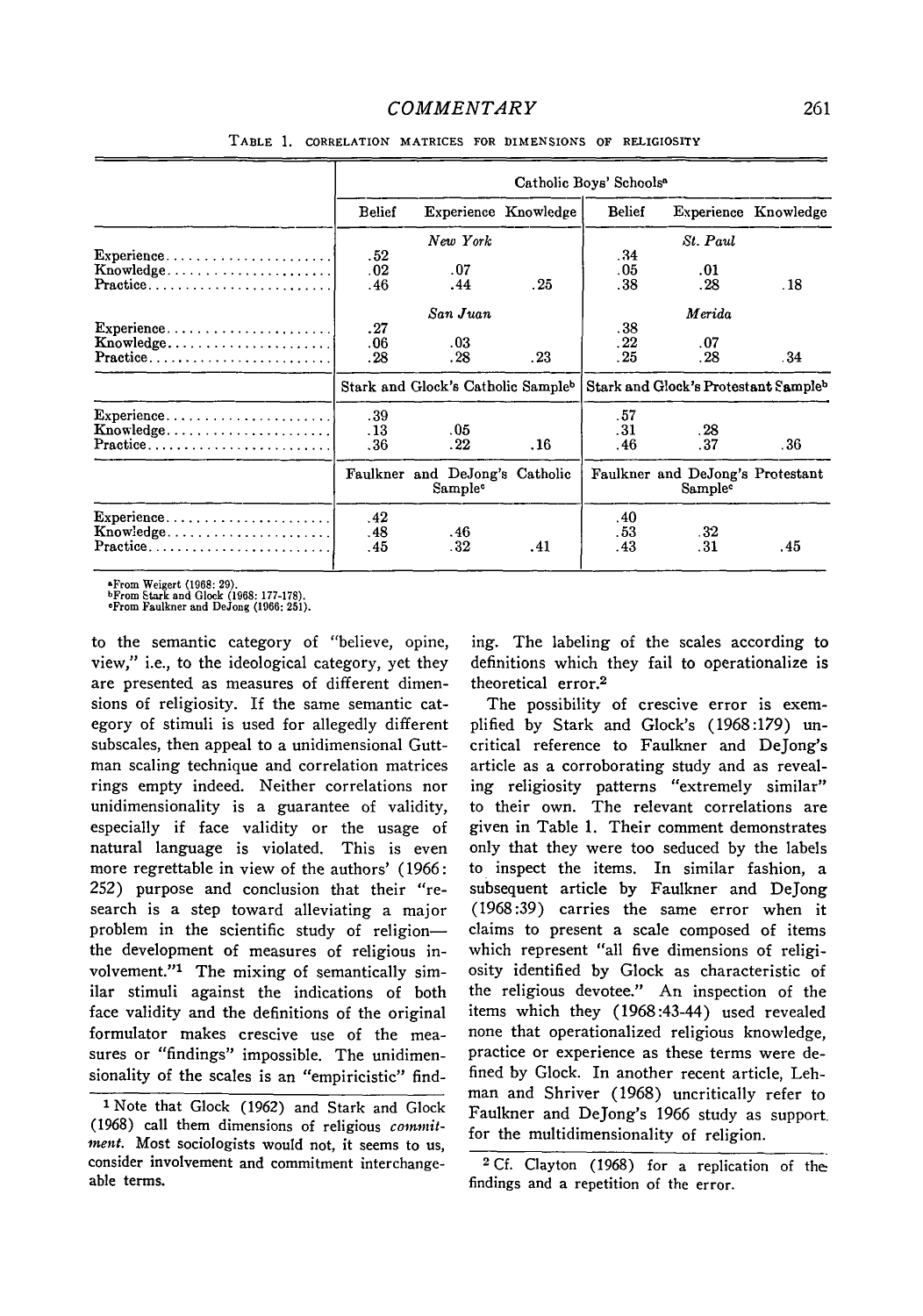TABLE 1. CORRELATION MATRICES FOR DIMENSIONS OF RELIGIOSITY

| | Catholic Boys' Schools[a] | | | | | |
|---|---|---|---|---|---|---|
| | Belief | Experience | Knowledge | Belief | Experience | Knowledge |
| | *New York* | | | *St. Paul* | | |
| Experience | .52 | | | .34 | | |
| Knowledge | .02 | .07 | | .05 | .01 | |
| Practice | .46 | .44 | .25 | .38 | .28 | .18 |
| | *San Juan* | | | *Merida* | | |
| Experience | .27 | | | .38 | | |
| Knowledge | .06 | .03 | | .22 | .07 | |
| Practice | .28 | .28 | .23 | .25 | .28 | .34 |
| | Stark and Glock's Catholic Sample[b] | | | Stark and Glock's Protestant Sample[b] | | |
| Experience | .39 | | | .57 | | |
| Knowledge | .13 | .05 | | .31 | .28 | |
| Practice | .36 | .22 | .16 | .46 | .37 | .36 |
| | Faulkner and DeJong's Catholic Sample[c] | | | Faulkner and DeJong's Protestant Sample[c] | | |
| Experience | .42 | | | .40 | | |
| Knowledge | .48 | .46 | | .53 | .32 | |
| Practice | .45 | .32 | .41 | .43 | .31 | .45 |

[a]From Weigert (1968: 29).
[b]From Stark and Glock (1968: 177-178).
[c]From Faulkner and DeJong (1966: 251).

to the semantic category of "believe, opine, view," i.e., to the ideological category, yet they are presented as measures of different dimensions of religiosity. If the same semantic category of stimuli is used for allegedly different subscales, then appeal to a unidimensional Guttman scaling technique and correlation matrices rings empty indeed. Neither correlations nor unidimensionality is a guarantee of validity, especially if face validity or the usage of natural language is violated. This is even more regrettable in view of the authors' (1966: 252) purpose and conclusion that their "research is a step toward alleviating a major problem in the scientific study of religion—the development of measures of religious involvement."[1] The mixing of semantically similar stimuli against the indications of both face validity and the definitions of the original formulator makes crescive use of the measures or "findings" impossible. The unidimensionality of the scales is an "empiricistic" finding. The labeling of the scales according to definitions which they fail to operationalize is theoretical error.[2]

The possibility of crescive error is exemplified by Stark and Glock's (1968:179) uncritical reference to Faulkner and DeJong's article as a corroborating study and as revealing religiosity patterns "extremely similar" to their own. The relevant correlations are given in Table 1. Their comment demonstrates only that they were too seduced by the labels to inspect the items. In similar fashion, a subsequent article by Faulkner and DeJong (1968:39) carries the same error when it claims to present a scale composed of items which represent "all five dimensions of religiosity identified by Glock as characteristic of the religious devotee." An inspection of the items which they (1968:43-44) used revealed none that operationalized religious knowledge, practice or experience as these terms were defined by Glock. In another recent article, Lehman and Shriver (1968) uncritically refer to Faulkner and DeJong's 1966 study as support for the multidimensionality of religion.

[1] Note that Glock (1962) and Stark and Glock (1968) call them dimensions of religious *commitment*. Most sociologists would not, it seems to us, consider involvement and commitment interchangeable terms.

[2] Cf. Clayton (1968) for a replication of the findings and a repetition of the error.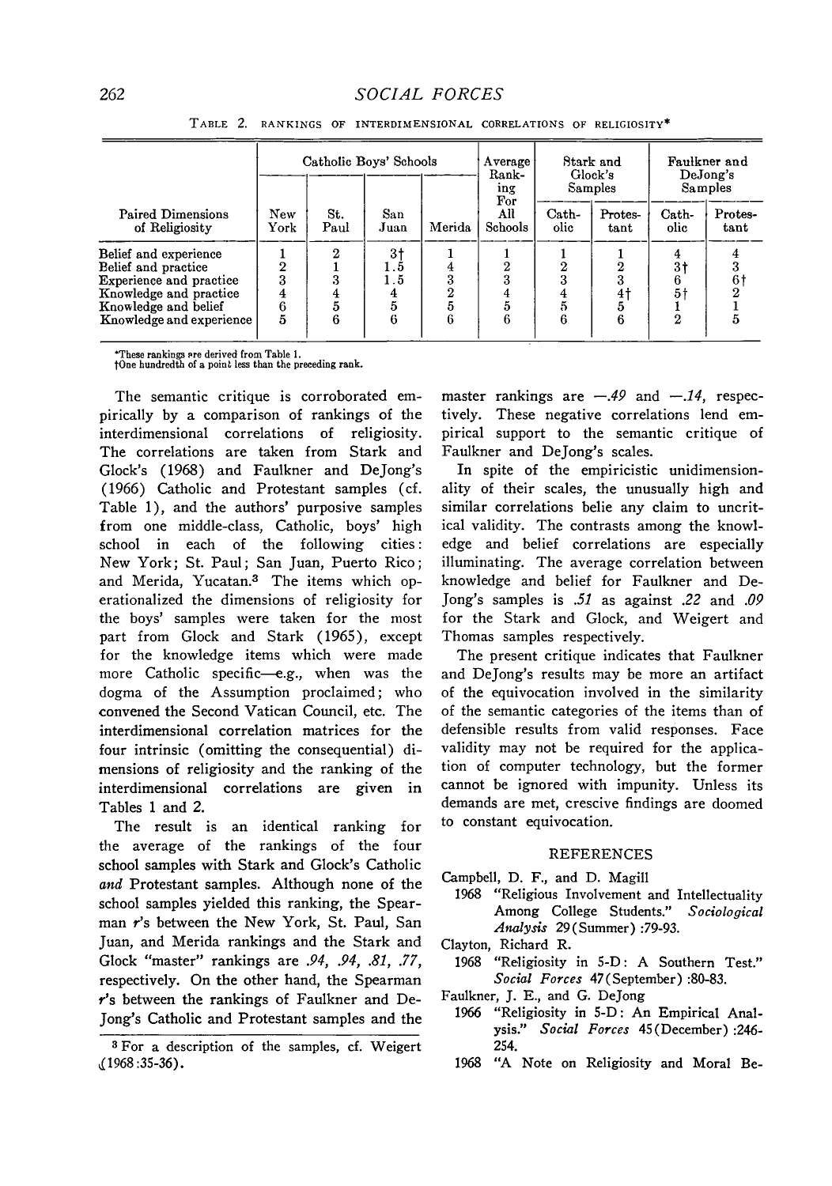TABLE 2. RANKINGS OF INTERDIMENSIONAL CORRELATIONS OF RELIGIOSITY*

| Paired Dimensions of Religiosity | Catholic Boys' Schools | | | | Average Ranking For All Schools | Stark and Glock's Samples | | Faulkner and DeJong's Samples | |
|---|---|---|---|---|---|---|---|---|---|
| | New York | St. Paul | San Juan | Merida | | Catholic | Protestant | Catholic | Protestant |
| Belief and experience | 1 | 2 | 3† | 1 | 1 | 1 | 1 | 4 | 4 |
| Belief and practice | 2 | 1 | 1.5 | 4 | 2 | 2 | 2 | 3† | 3 |
| Experience and practice | 3 | 3 | 1.5 | 3 | 3 | 3 | 3 | 6 | 6† |
| Knowledge and practice | 4 | 4 | 4 | 2 | 4 | 4 | 4† | 5† | 2 |
| Knowledge and belief | 6 | 5 | 5 | 5 | 5 | 5 | 5 | 1 | 1 |
| Knowledge and experience | 5 | 6 | 6 | 6 | 6 | 6 | 6 | 2 | 5 |

*These rankings are derived from Table 1.
†One hundredth of a point less than the preceding rank.

The semantic critique is corroborated empirically by a comparison of rankings of the interdimensional correlations of religiosity. The correlations are taken from Stark and Glock's (1968) and Faulkner and DeJong's (1966) Catholic and Protestant samples (cf. Table 1), and the authors' purposive samples from one middle-class, Catholic, boys' high school in each of the following cities: New York; St. Paul; San Juan, Puerto Rico; and Merida, Yucatan.[3] The items which operationalized the dimensions of religiosity for the boys' samples were taken for the most part from Glock and Stark (1965), except for the knowledge items which were made more Catholic specific—e.g., when was the dogma of the Assumption proclaimed; who convened the Second Vatican Council, etc. The interdimensional correlation matrices for the four intrinsic (omitting the consequential) dimensions of religiosity and the ranking of the interdimensional correlations are given in Tables 1 and 2.

The result is an identical ranking for the average of the rankings of the four school samples with Stark and Glock's Catholic *and* Protestant samples. Although none of the school samples yielded this ranking, the Spearman *r*'s between the New York, St. Paul, San Juan, and Merida rankings and the Stark and Glock "master" rankings are *.94*, *.94*, *.81*, *.77*, respectively. On the other hand, the Spearman *r*'s between the rankings of Faulkner and DeJong's Catholic and Protestant samples and the master rankings are *—.49* and *—.14*, respectively. These negative correlations lend empirical support to the semantic critique of Faulkner and DeJong's scales.

In spite of the empiricistic unidimensionality of their scales, the unusually high and similar correlations belie any claim to uncritical validity. The contrasts among the knowledge and belief correlations are especially illuminating. The average correlation between knowledge and belief for Faulkner and DeJong's samples is *.51* as against *.22* and *.09* for the Stark and Glock, and Weigert and Thomas samples respectively.

The present critique indicates that Faulkner and DeJong's results may be more an artifact of the equivocation involved in the similarity of the semantic categories of the items than of defensible results from valid responses. Face validity may not be required for the application of computer technology, but the former cannot be ignored with impunity. Unless its demands are met, crescive findings are doomed to constant equivocation.

[3] For a description of the samples, cf. Weigert (1968:35-36).

## REFERENCES

Campbell, D. F., and D. Magill
1968 "Religious Involvement and Intellectuality Among College Students." *Sociological Analysis* 29(Summer):79-93.

Clayton, Richard R.
1968 "Religiosity in 5-D: A Southern Test." *Social Forces* 47(September):80-83.

Faulkner, J. E., and G. DeJong
1966 "Religiosity in 5-D: An Empirical Analysis." *Social Forces* 45(December):246-254.
1968 "A Note on Religiosity and Moral Be-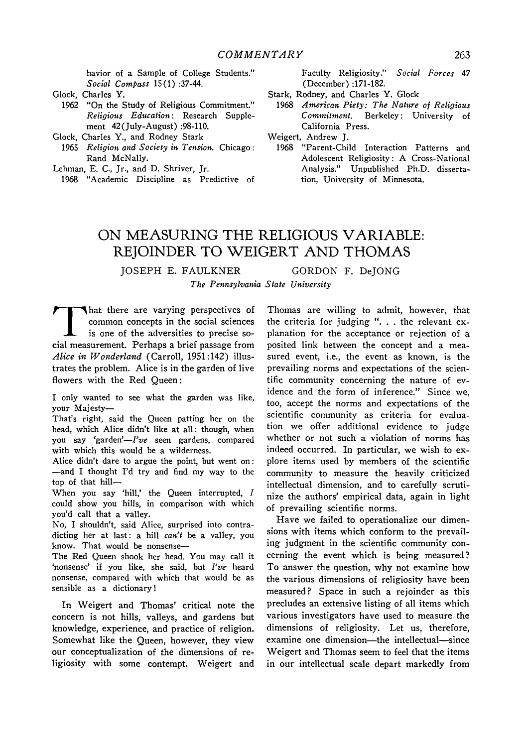havior of a Sample of College Students." *Social Compass* 15(1):37-44.

Glock, Charles Y.
1962 "On the Study of Religious Commitment." *Religious Education*: Research Supplement 42(July-August):98-110.

Glock, Charles Y., and Rodney Stark
1965 *Religion and Society in Tension*. Chicago: Rand McNally.

Lehman, E. C., Jr., and D. Shriver, Jr.
1968 "Academic Discipline as Predictive of Faculty Religiosity." *Social Forces* 47 (December):171-182.

Stark, Rodney, and Charles Y. Glock
1968 *American Piety: The Nature of Religious Commitment*. Berkeley: University of California Press.

Weigert, Andrew J.
1968 "Parent-Child Interaction Patterns and Adolescent Religiosity: A Cross-National Analysis." Unpublished Ph.D. dissertation, University of Minnesota.

# ON MEASURING THE RELIGIOUS VARIABLE: REJOINDER TO WEIGERT AND THOMAS

JOSEPH E. FAULKNER GORDON F. DeJONG

*The Pennsylvania State University*

That there are varying perspectives of common concepts in the social sciences is one of the adversities to precise social measurement. Perhaps a brief passage from *Alice in Wonderland* (Carroll, 1951:142) illustrates the problem. Alice is in the garden of live flowers with the Red Queen:

> I only wanted to see what the garden was like, your Majesty—
> That's right, said the Queen patting her on the head, which Alice didn't like at all: though, when you say 'garden'—*I've* seen gardens, compared with which this would be a wilderness.
> Alice didn't dare to argue the point, but went on: —and I thought I'd try and find my way to the top of that hill—
> When you say 'hill,' the Queen interrupted, *I* could show you hills, in comparison with which you'd call that a valley.
> No, I shouldn't, said Alice, surprised into contradicting her at last: a hill *can't* be a valley, you know. That would be nonsense—
> The Red Queen shook her head. You may call it 'nonsense' if you like, she said, but *I've* heard nonsense, compared with which that would be as sensible as a dictionary!

In Weigert and Thomas' critical note the concern is not hills, valleys, and gardens but knowledge, experience, and practice of religion. Somewhat like the Queen, however, they view our conceptualization of the dimensions of religiosity with some contempt. Weigert and Thomas are willing to admit, however, that the criteria for judging ". . . the relevant explanation for the acceptance or rejection of a posited link between the concept and a measured event, i.e., the event as known, is the prevailing norms and expectations of the scientific community concerning the nature of evidence and the form of inference." Since we, too, accept the norms and expectations of the scientific community as criteria for evaluation we offer additional evidence to judge whether or not such a violation of norms has indeed occurred. In particular, we wish to explore items used by members of the scientific community to measure the heavily criticized intellectual dimension, and to carefully scrutinize the authors' empirical data, again in light of prevailing scientific norms.

Have we failed to operationalize our dimensions with items which conform to the prevailing judgment in the scientific community concerning the event which is being measured? To answer the question, why not examine how the various dimensions of religiosity have been measured? Space in such a rejoinder as this precludes an extensive listing of all items which various investigators have used to measure the dimensions of religiosity. Let us, therefore, examine one dimension—the intellectual—since Weigert and Thomas seem to feel that the items in our intellectual scale depart markedly from